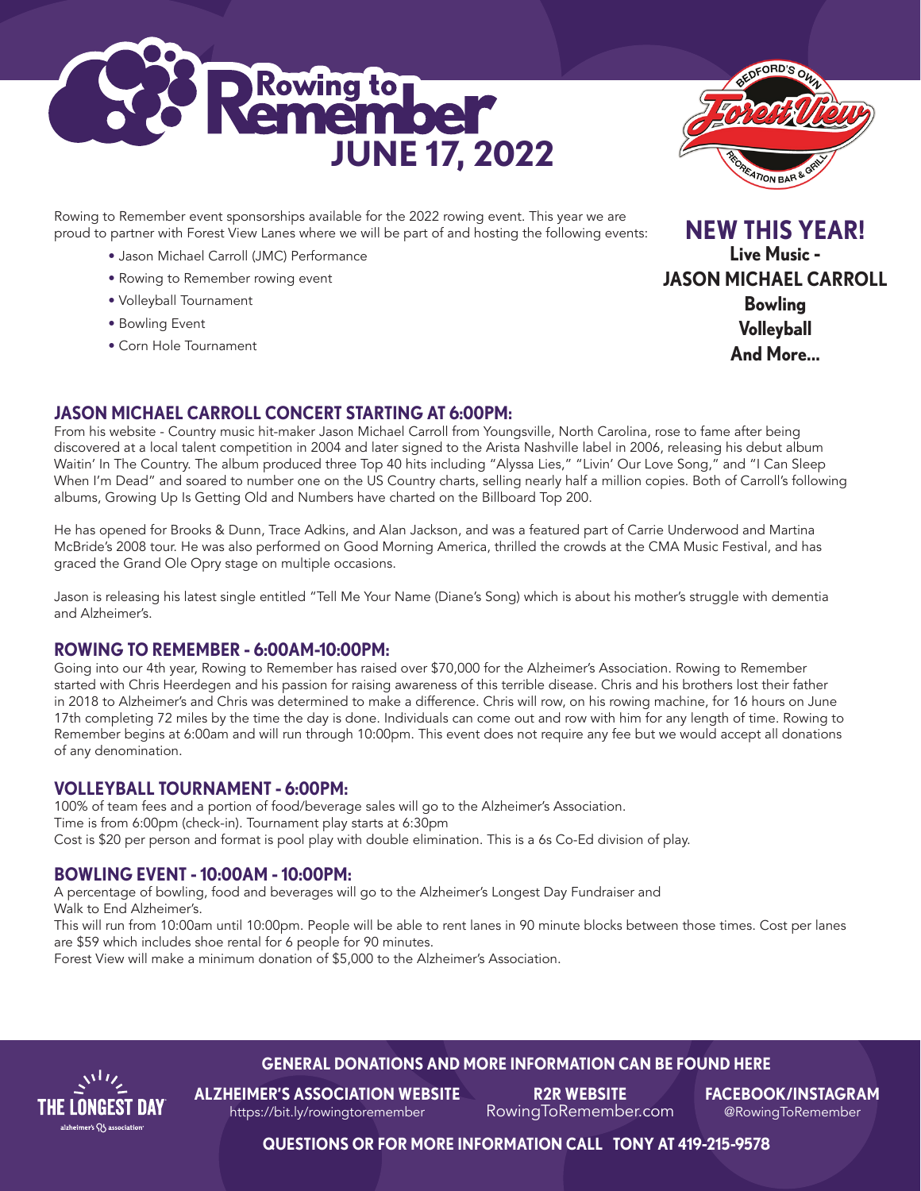# Rowing to Remember

## JUNE 17, 2022

BEDFORD'S OWN Forest View RECREATION BAR & GRILL

Rowing to Remember event sponsorships available for the 2022 rowing event. This year we are proud to partner with Forest View Lanes where we will be part of and hosting the following events:

- Jason Michael Carroll (JMC) Performance
- Rowing to Remember rowing event
- Volleyball Tournament
- Bowling Event
- Corn Hole Tournament

**NEW THIS YEAR!**

**Live Music -**
**JASON MICHAEL CARROLL**
**Bowling**
**Volleyball**
**And More...**

### JASON MICHAEL CARROLL CONCERT STARTING AT 6:00PM:

From his website - Country music hit-maker Jason Michael Carroll from Youngsville, North Carolina, rose to fame after being discovered at a local talent competition in 2004 and later signed to the Arista Nashville label in 2006, releasing his debut album Waitin' In The Country. The album produced three Top 40 hits including "Alyssa Lies," "Livin' Our Love Song," and "I Can Sleep When I'm Dead" and soared to number one on the US Country charts, selling nearly half a million copies. Both of Carroll's following albums, Growing Up Is Getting Old and Numbers have charted on the Billboard Top 200.

He has opened for Brooks & Dunn, Trace Adkins, and Alan Jackson, and was a featured part of Carrie Underwood and Martina McBride's 2008 tour. He was also performed on Good Morning America, thrilled the crowds at the CMA Music Festival, and has graced the Grand Ole Opry stage on multiple occasions.

Jason is releasing his latest single entitled "Tell Me Your Name (Diane's Song) which is about his mother's struggle with dementia and Alzheimer's.

### ROWING TO REMEMBER - 6:00AM-10:00PM:

Going into our 4th year, Rowing to Remember has raised over $70,000 for the Alzheimer's Association. Rowing to Remember started with Chris Heerdegen and his passion for raising awareness of this terrible disease. Chris and his brothers lost their father in 2018 to Alzheimer's and Chris was determined to make a difference. Chris will row, on his rowing machine, for 16 hours on June 17th completing 72 miles by the time the day is done. Individuals can come out and row with him for any length of time. Rowing to Remember begins at 6:00am and will run through 10:00pm. This event does not require any fee but we would accept all donations of any denomination.

### VOLLEYBALL TOURNAMENT - 6:00PM:

100% of team fees and a portion of food/beverage sales will go to the Alzheimer's Association.
Time is from 6:00pm (check-in). Tournament play starts at 6:30pm
Cost is $20 per person and format is pool play with double elimination. This is a 6s Co-Ed division of play.

### BOWLING EVENT - 10:00AM - 10:00PM:

A percentage of bowling, food and beverages will go to the Alzheimer's Longest Day Fundraiser and Walk to End Alzheimer's.
This will run from 10:00am until 10:00pm. People will be able to rent lanes in 90 minute blocks between those times. Cost per lanes are $59 which includes shoe rental for 6 people for 90 minutes.
Forest View will make a minimum donation of $5,000 to the Alzheimer's Association.

THE LONGEST DAY alzheimer's association

**GENERAL DONATIONS AND MORE INFORMATION CAN BE FOUND HERE**

**ALZHEIMER'S ASSOCIATION WEBSITE**
https://bit.ly/rowingtoremember

**R2R WEBSITE**
RowingToRemember.com

**FACEBOOK/INSTAGRAM**
@RowingToRemember

**QUESTIONS OR FOR MORE INFORMATION CALL TONY AT 419-215-9578**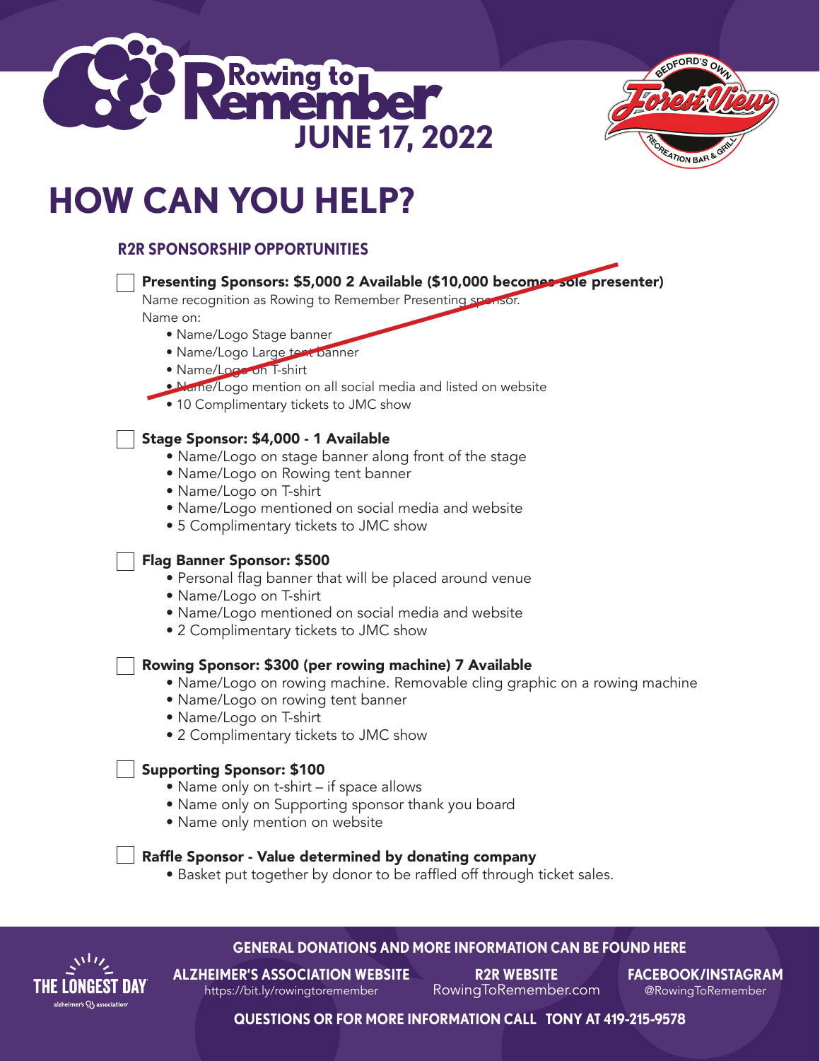Rowing to Remember
JUNE 17, 2022

BEDFORD'S OWN Forest View RECREATION BAR & GRILL

# HOW CAN YOU HELP?

## R2R SPONSORSHIP OPPORTUNITIES

☐ **Presenting Sponsors: $5,000 2 Available ($10,000 becomes sole presenter)**
Name recognition as Rowing to Remember Presenting sponsor.
Name on:
- Name/Logo Stage banner
- Name/Logo Large tent banner
- Name/Logo on T-shirt
- Name/Logo mention on all social media and listed on website
- 10 Complimentary tickets to JMC show

☐ **Stage Sponsor: $4,000 - 1 Available**
- Name/Logo on stage banner along front of the stage
- Name/Logo on Rowing tent banner
- Name/Logo on T-shirt
- Name/Logo mentioned on social media and website
- 5 Complimentary tickets to JMC show

☐ **Flag Banner Sponsor: $500**
- Personal flag banner that will be placed around venue
- Name/Logo on T-shirt
- Name/Logo mentioned on social media and website
- 2 Complimentary tickets to JMC show

☐ **Rowing Sponsor: $300 (per rowing machine) 7 Available**
- Name/Logo on rowing machine. Removable cling graphic on a rowing machine
- Name/Logo on rowing tent banner
- Name/Logo on T-shirt
- 2 Complimentary tickets to JMC show

☐ **Supporting Sponsor: $100**
- Name only on t-shirt – if space allows
- Name only on Supporting sponsor thank you board
- Name only mention on website

☐ **Raffle Sponsor - Value determined by donating company**
- Basket put together by donor to be raffled off through ticket sales.

THE LONGEST DAY
alzheimer's association

**GENERAL DONATIONS AND MORE INFORMATION CAN BE FOUND HERE**

**ALZHEIMER'S ASSOCIATION WEBSITE**
https://bit.ly/rowingtoremember

**R2R WEBSITE**
RowingToRemember.com

**FACEBOOK/INSTAGRAM**
@RowingToRemember

**QUESTIONS OR FOR MORE INFORMATION CALL TONY AT 419-215-9578**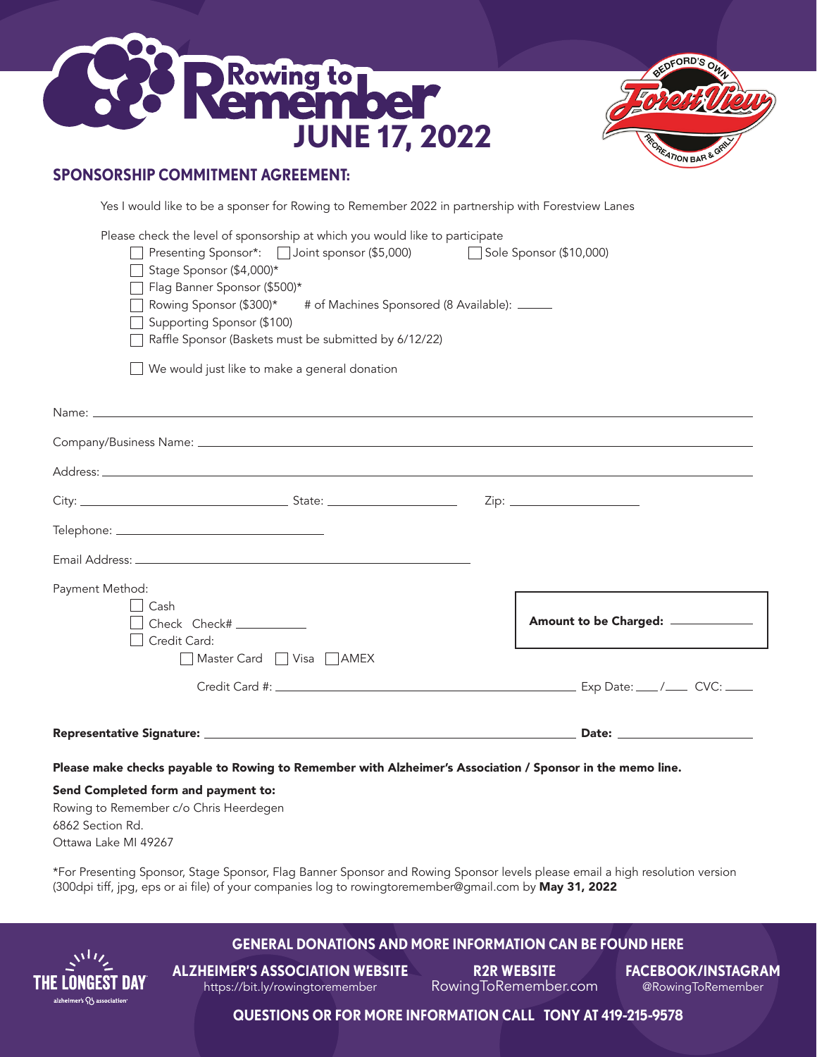# Rowing to Remember

# JUNE 17, 2022

BEDFORD'S OWN Forest View RECREATION BAR & GRILL

## SPONSORSHIP COMMITMENT AGREEMENT:

Yes I would like to be a sponser for Rowing to Remember 2022 in partnership with Forestview Lanes

Please check the level of sponsorship at which you would like to participate

- ☐ Presenting Sponsor*: ☐ Joint sponsor ($5,000) ☐ Sole Sponsor ($10,000)
- ☐ Stage Sponsor ($4,000)*
- ☐ Flag Banner Sponsor ($500)*
- ☐ Rowing Sponsor ($300)* # of Machines Sponsored (8 Available): ______
- ☐ Supporting Sponsor ($100)
- ☐ Raffle Sponsor (Baskets must be submitted by 6/12/22)

☐ We would just like to make a general donation

Name: ______________________________

Company/Business Name: ______________________________

Address: ______________________________

City: ______________ State: ______________ Zip: ______________

Telephone: ______________________________

Email Address: ______________________________

Payment Method:

- ☐ Cash
- ☐ Check Check# ___________
- ☐ Credit Card:
  - ☐ Master Card ☐ Visa ☐ AMEX

**Amount to be Charged:** ____________

Credit Card #: ______________________________ Exp Date: ___/___ CVC: _____

**Representative Signature:** ______________________________ **Date:** ______________

**Please make checks payable to Rowing to Remember with Alzheimer's Association / Sponsor in the memo line.**

**Send Completed form and payment to:**

Rowing to Remember c/o Chris Heerdegen
6862 Section Rd.
Ottawa Lake MI 49267

*For Presenting Sponsor, Stage Sponsor, Flag Banner Sponsor and Rowing Sponsor levels please email a high resolution version (300dpi tiff, jpg, eps or ai file) of your companies log to rowingtoremember@gmail.com by **May 31, 2022**

THE LONGEST DAY alzheimer's association

**GENERAL DONATIONS AND MORE INFORMATION CAN BE FOUND HERE**

**ALZHEIMER'S ASSOCIATION WEBSITE**
https://bit.ly/rowingtoremember

**R2R WEBSITE**
RowingToRemember.com

**FACEBOOK/INSTAGRAM**
@RowingToRemember

**QUESTIONS OR FOR MORE INFORMATION CALL TONY AT 419-215-9578**